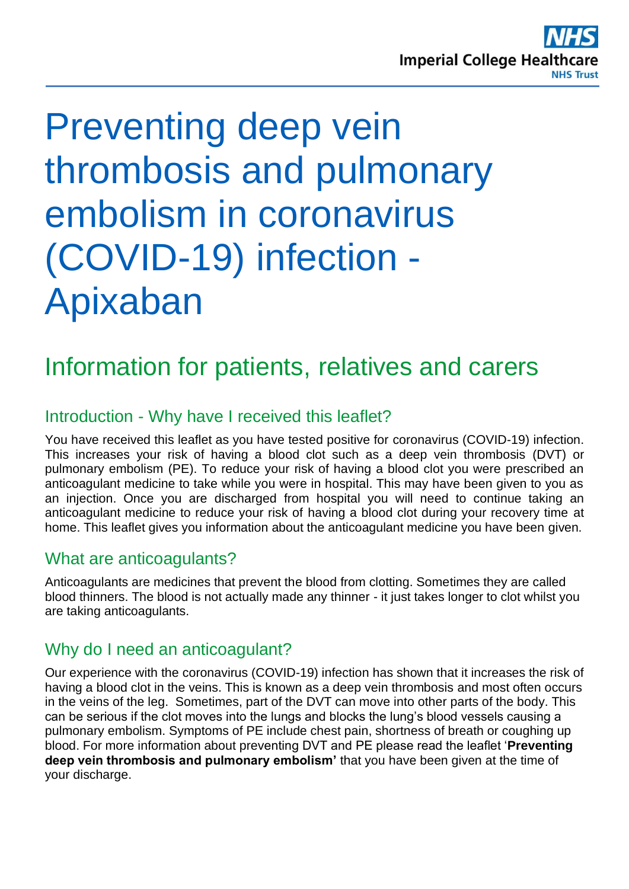# Preventing deep vein thrombosis and pulmonary embolism in coronavirus (COVID-19) infection - Apixaban

## Information for patients, relatives and carers

### Introduction - Why have I received this leaflet?

You have received this leaflet as you have tested positive for coronavirus (COVID-19) infection. This increases your risk of having a blood clot such as a deep vein thrombosis (DVT) or pulmonary embolism (PE). To reduce your risk of having a blood clot you were prescribed an anticoagulant medicine to take while you were in hospital. This may have been given to you as an injection. Once you are discharged from hospital you will need to continue taking an anticoagulant medicine to reduce your risk of having a blood clot during your recovery time at home. This leaflet gives you information about the anticoagulant medicine you have been given.

### What are anticoagulants?

Anticoagulants are medicines that prevent the blood from clotting. Sometimes they are called blood thinners. The blood is not actually made any thinner - it just takes longer to clot whilst you are taking anticoagulants.

### Why do I need an anticoagulant?

Our experience with the coronavirus (COVID-19) infection has shown that it increases the risk of having a blood clot in the veins. This is known as a deep vein thrombosis and most often occurs in the veins of the leg. Sometimes, part of the DVT can move into other parts of the body. This can be serious if the clot moves into the lungs and blocks the lung's blood vessels causing a pulmonary embolism. Symptoms of PE include chest pain, shortness of breath or coughing up blood. For more information about preventing DVT and PE please read the leaflet '**Preventing deep vein thrombosis and pulmonary embolism'** that you have been given at the time of your discharge.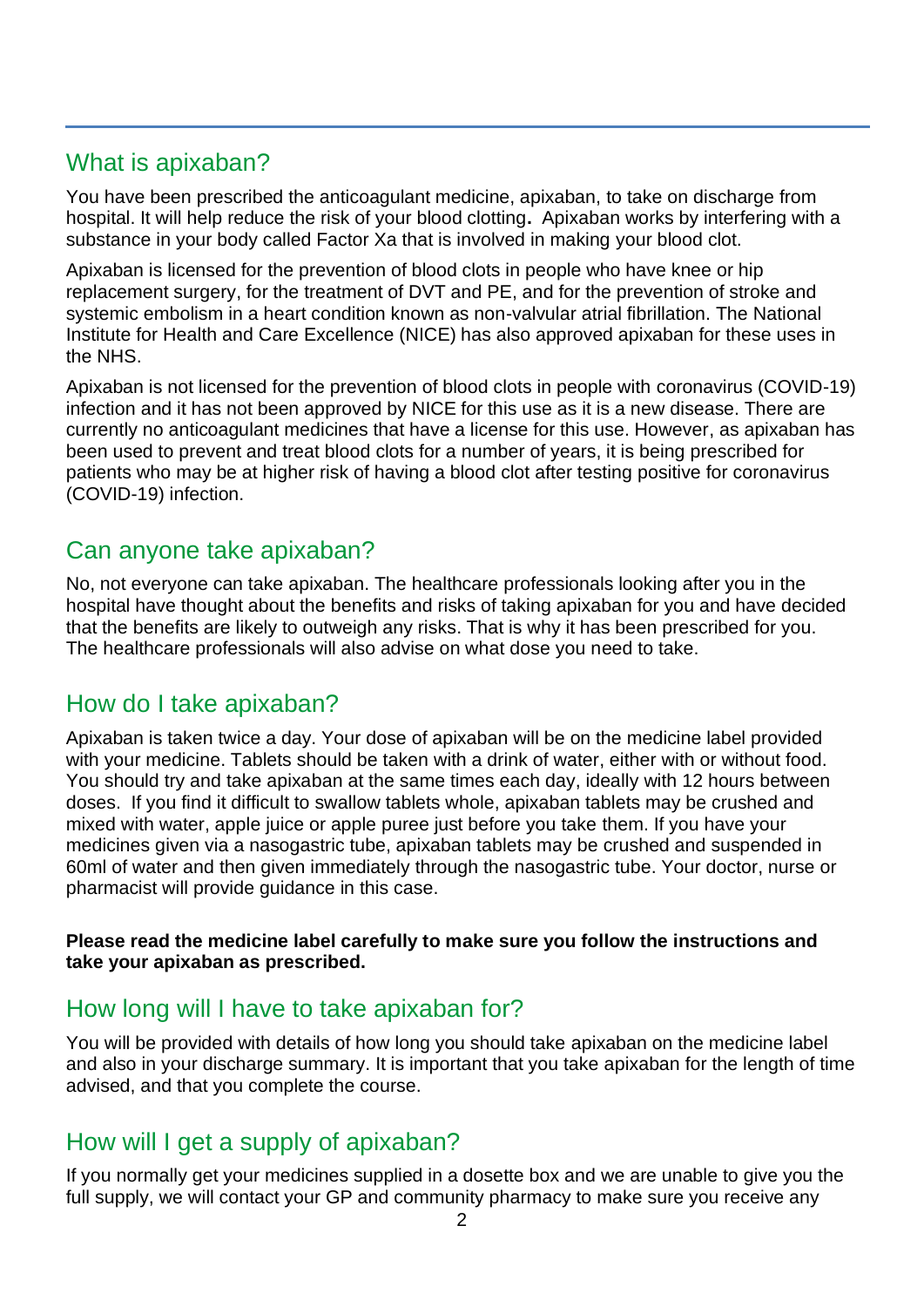## What is apixaban?

You have been prescribed the anticoagulant medicine, apixaban, to take on discharge from hospital. It will help reduce the risk of your blood clotting**.** Apixaban works by interfering with a substance in your body called Factor Xa that is involved in making your blood clot.

Apixaban is licensed for the prevention of blood clots in people who have knee or hip replacement surgery, for the treatment of DVT and PE, and for the prevention of stroke and systemic embolism in a heart condition known as non-valvular atrial fibrillation. The National Institute for Health and Care Excellence (NICE) has also approved apixaban for these uses in the NHS.

Apixaban is not licensed for the prevention of blood clots in people with coronavirus (COVID-19) infection and it has not been approved by NICE for this use as it is a new disease. There are currently no anticoagulant medicines that have a license for this use. However, as apixaban has been used to prevent and treat blood clots for a number of years, it is being prescribed for patients who may be at higher risk of having a blood clot after testing positive for coronavirus (COVID-19) infection.

## Can anyone take apixaban?

No, not everyone can take apixaban. The healthcare professionals looking after you in the hospital have thought about the benefits and risks of taking apixaban for you and have decided that the benefits are likely to outweigh any risks. That is why it has been prescribed for you. The healthcare professionals will also advise on what dose you need to take.

## How do I take apixaban?

Apixaban is taken twice a day. Your dose of apixaban will be on the medicine label provided with your medicine. Tablets should be taken with a drink of water, either with or without food. You should try and take apixaban at the same times each day, ideally with 12 hours between doses. If you find it difficult to swallow tablets whole, apixaban tablets may be crushed and mixed with water, apple juice or apple puree just before you take them. If you have your medicines given via a nasogastric tube, apixaban tablets may be crushed and suspended in 60ml of water and then given immediately through the nasogastric tube. Your doctor, nurse or pharmacist will provide guidance in this case.

**Please read the medicine label carefully to make sure you follow the instructions and take your apixaban as prescribed.**

## How long will I have to take apixaban for?

You will be provided with details of how long you should take apixaban on the medicine label and also in your discharge summary. It is important that you take apixaban for the length of time advised, and that you complete the course.

## How will I get a supply of apixaban?

If you normally get your medicines supplied in a dosette box and we are unable to give you the full supply, we will contact your GP and community pharmacy to make sure you receive any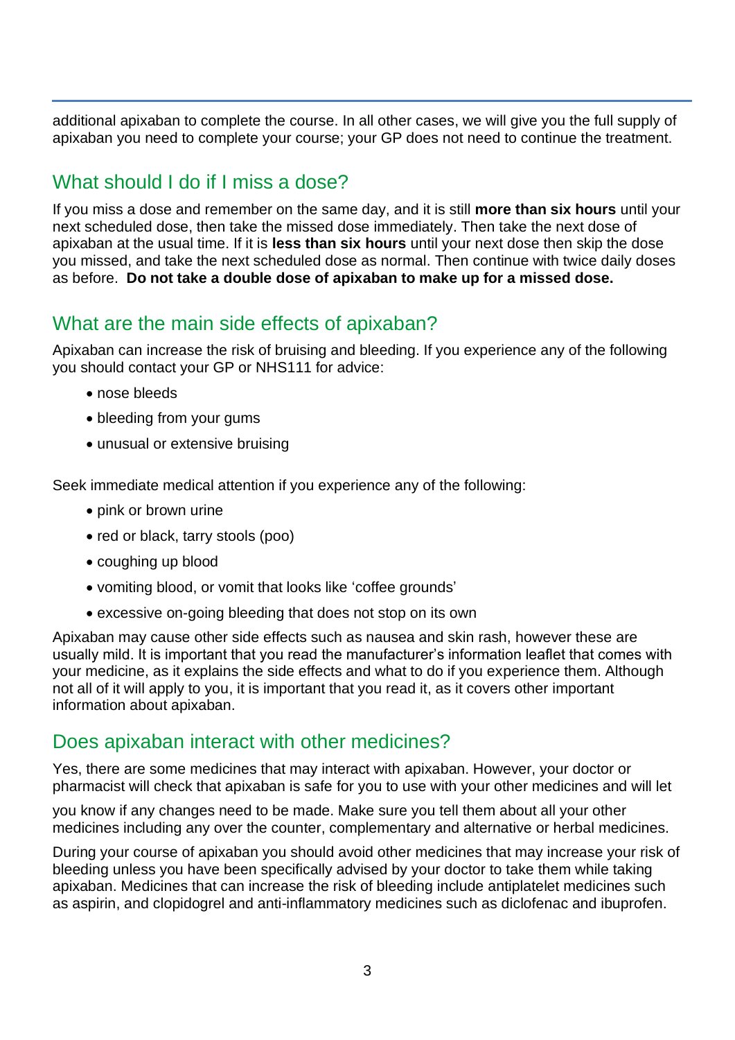additional apixaban to complete the course. In all other cases, we will give you the full supply of apixaban you need to complete your course; your GP does not need to continue the treatment.

## What should I do if I miss a dose?

If you miss a dose and remember on the same day, and it is still **more than six hours** until your next scheduled dose, then take the missed dose immediately. Then take the next dose of apixaban at the usual time. If it is **less than six hours** until your next dose then skip the dose you missed, and take the next scheduled dose as normal. Then continue with twice daily doses as before. **Do not take a double dose of apixaban to make up for a missed dose.**

## What are the main side effects of apixaban?

Apixaban can increase the risk of bruising and bleeding. If you experience any of the following you should contact your GP or NHS111 for advice:

- nose bleeds
- bleeding from your gums
- unusual or extensive bruising

Seek immediate medical attention if you experience any of the following:

- pink or brown urine
- red or black, tarry stools (poo)
- coughing up blood
- vomiting blood, or vomit that looks like 'coffee grounds'
- excessive on-going bleeding that does not stop on its own

Apixaban may cause other side effects such as nausea and skin rash, however these are usually mild. It is important that you read the manufacturer's information leaflet that comes with your medicine, as it explains the side effects and what to do if you experience them. Although not all of it will apply to you, it is important that you read it, as it covers other important information about apixaban.

## Does apixaban interact with other medicines?

Yes, there are some medicines that may interact with apixaban. However, your doctor or pharmacist will check that apixaban is safe for you to use with your other medicines and will let you know if any changes need to be made. Make sure you tell them about all your other medicines including any over the counter, complementary and alternative or herbal medicines.

During your course of apixaban you should avoid other medicines that may increase your risk of bleeding unless you have been specifically advised by your doctor to take them while taking apixaban. Medicines that can increase the risk of bleeding include antiplatelet medicines such as aspirin, and clopidogrel and anti-inflammatory medicines such as diclofenac and ibuprofen.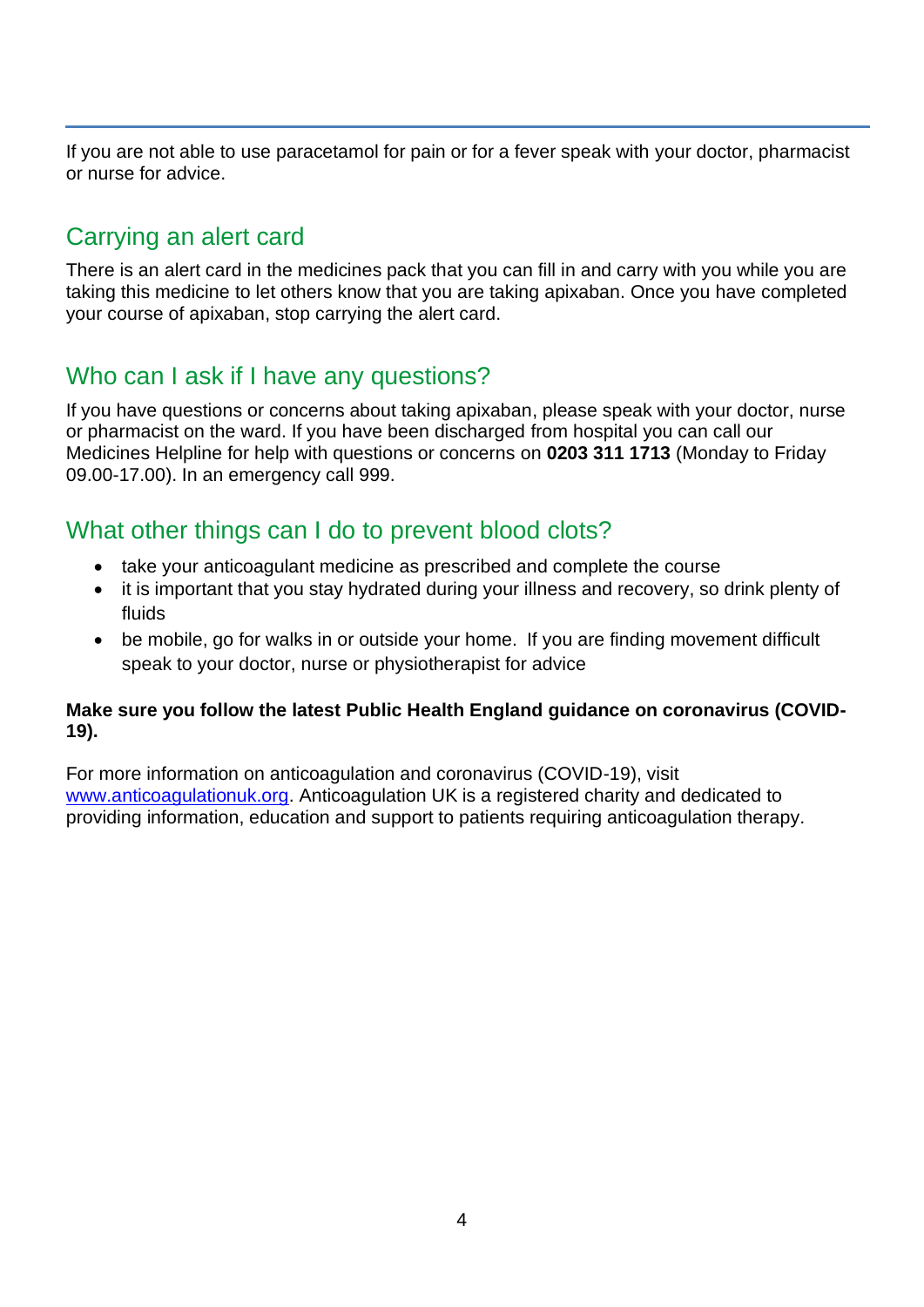If you are not able to use paracetamol for pain or for a fever speak with your doctor, pharmacist or nurse for advice.

## Carrying an alert card

There is an alert card in the medicines pack that you can fill in and carry with you while you are taking this medicine to let others know that you are taking apixaban. Once you have completed your course of apixaban, stop carrying the alert card.

## Who can I ask if I have any questions?

If you have questions or concerns about taking apixaban, please speak with your doctor, nurse or pharmacist on the ward. If you have been discharged from hospital you can call our Medicines Helpline for help with questions or concerns on **0203 311 1713** (Monday to Friday 09.00-17.00). In an emergency call 999.

## What other things can I do to prevent blood clots?

- take your anticoagulant medicine as prescribed and complete the course
- it is important that you stay hydrated during your illness and recovery, so drink plenty of fluids
- be mobile, go for walks in or outside your home. If you are finding movement difficult speak to your doctor, nurse or physiotherapist for advice

**Make sure you follow the latest Public Health England guidance on coronavirus (COVID-19).**

For more information on anticoagulation and coronavirus (COVID-19), visit [www.anticoagulationuk.org](http://www.anticoagulationuk.org). Anticoagulation UK is a registered charity and dedicated to providing information, education and support to patients requiring anticoagulation therapy.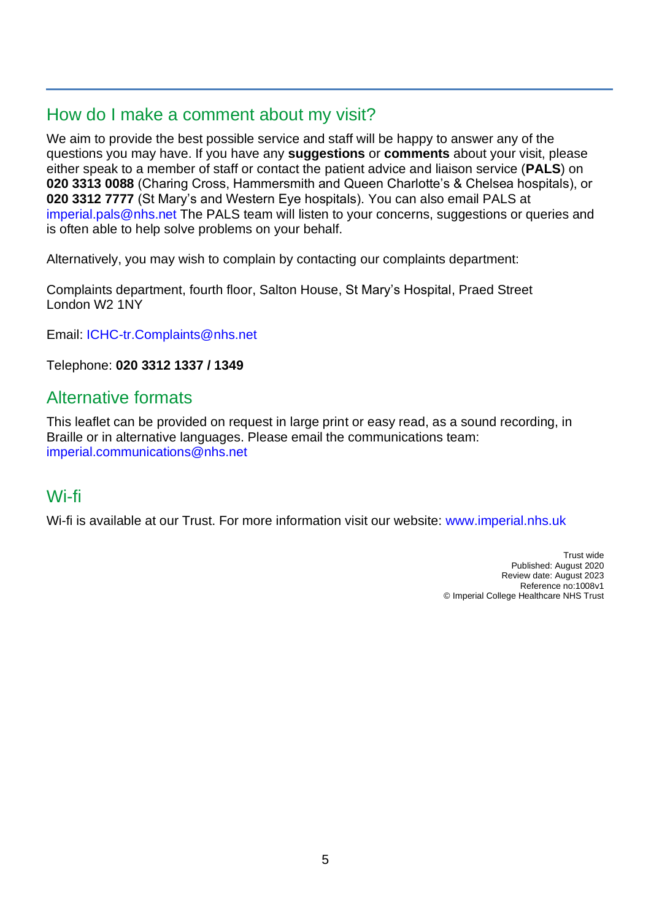## How do I make a comment about my visit?

We aim to provide the best possible service and staff will be happy to answer any of the questions you may have. If you have any **suggestions** or **comments** about your visit, please either speak to a member of staff or contact the patient advice and liaison service (**PALS**) on **020 3313 0088** (Charing Cross, Hammersmith and Queen Charlotte's & Chelsea hospitals), or **020 3312 7777** (St Mary's and Western Eye hospitals). You can also email PALS at imperial.pals@nhs.net The PALS team will listen to your concerns, suggestions or queries and is often able to help solve problems on your behalf.

Alternatively, you may wish to complain by contacting our complaints department:

Complaints department, fourth floor, Salton House, St Mary's Hospital, Praed Street
London W2 1NY

Email: ICHC-tr.Complaints@nhs.net

Telephone: **020 3312 1337 / 1349**

## Alternative formats

This leaflet can be provided on request in large print or easy read, as a sound recording, in Braille or in alternative languages. Please email the communications team: imperial.communications@nhs.net

## Wi-fi

Wi-fi is available at our Trust. For more information visit our website: www.imperial.nhs.uk

Trust wide
Published: August 2020
Review date: August 2023
Reference no:1008v1
© Imperial College Healthcare NHS Trust